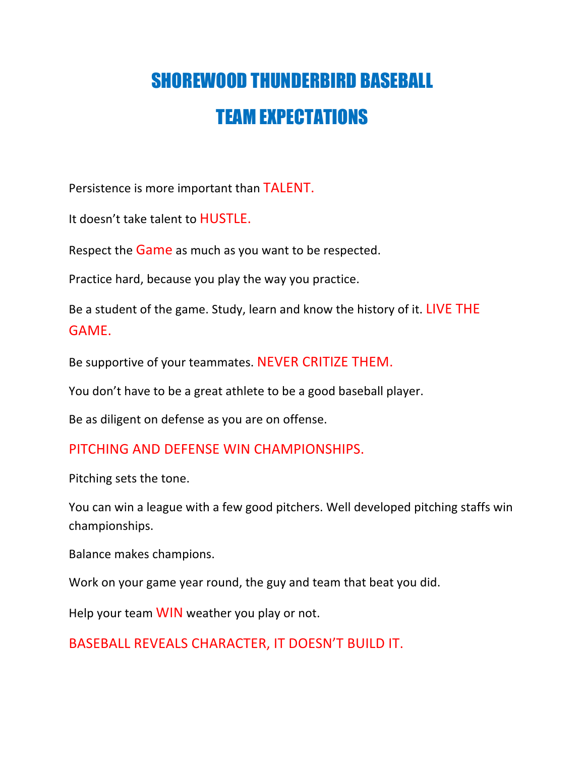# SHOREWOOD THUNDERBIRD BASEBALL

# TEAM EXPECTATIONS

Persistence is more important than TALENT.

It doesn't take talent to HUSTLE.

Respect the Game as much as you want to be respected.

Practice hard, because you play the way you practice.

Be a student of the game. Study, learn and know the history of it. LIVE THE GAME.

Be supportive of your teammates. NEVER CRITIZE THEM.

You don't have to be a great athlete to be a good baseball player.

Be as diligent on defense as you are on offense.

PITCHING AND DEFENSE WIN CHAMPIONSHIPS.

Pitching sets the tone.

You can win a league with a few good pitchers. Well developed pitching staffs win championships.

Balance makes champions.

Work on your game year round, the guy and team that beat you did.

Help your team WIN weather you play or not.

BASEBALL REVEALS CHARACTER, IT DOESN'T BUILD IT.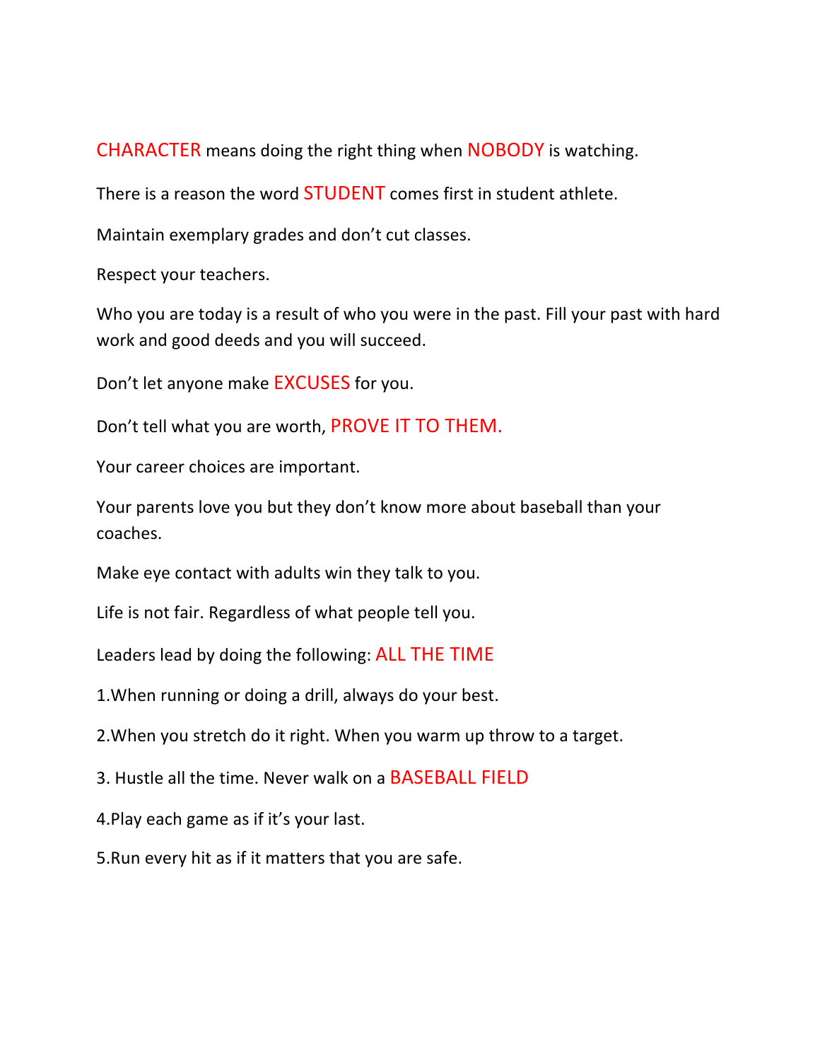CHARACTER means doing the right thing when NOBODY is watching.

There is a reason the word STUDENT comes first in student athlete.

Maintain exemplary grades and don't cut classes.

Respect your teachers.

Who you are today is a result of who you were in the past. Fill your past with hard work and good deeds and you will succeed.

Don't let anyone make EXCUSES for you.

Don't tell what you are worth, PROVE IT TO THEM.

Your career choices are important.

Your parents love you but they don't know more about baseball than your coaches.

Make eye contact with adults win they talk to you.

Life is not fair. Regardless of what people tell you.

Leaders lead by doing the following: ALL THE TIME

1.When running or doing a drill, always do your best.

2.When you stretch do it right. When you warm up throw to a target.

3. Hustle all the time. Never walk on a BASEBALL FIELD

4.Play each game as if it's your last.

5.Run every hit as if it matters that you are safe.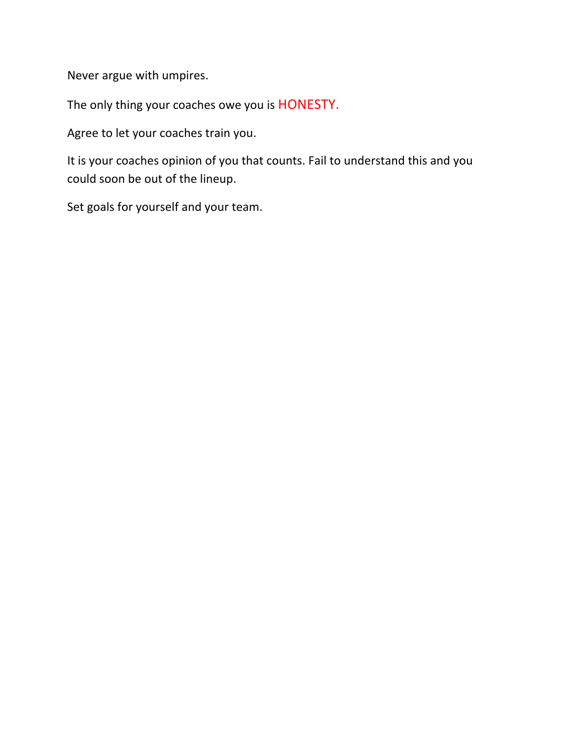Never argue with umpires.

The only thing your coaches owe you is HONESTY.

Agree to let your coaches train you.

It is your coaches opinion of you that counts. Fail to understand this and you could soon be out of the lineup.

Set goals for yourself and your team.